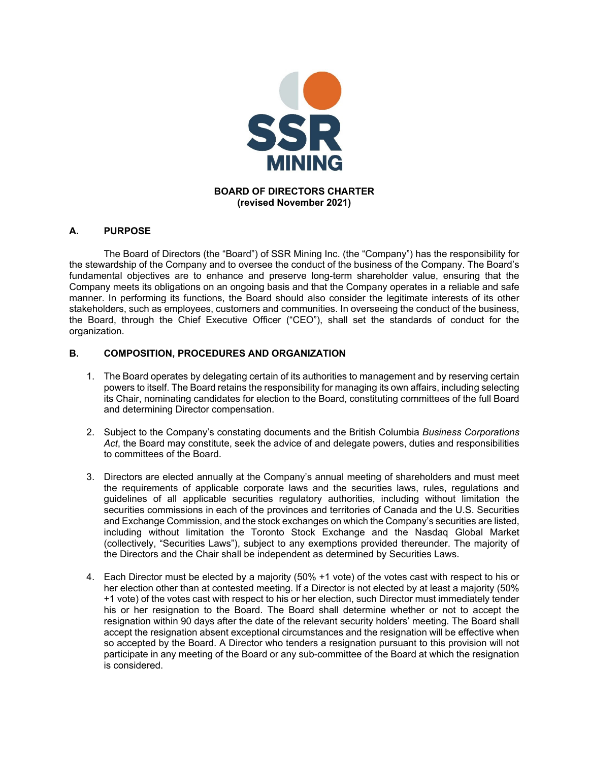# BOARD OF DIRECTORS CHARTER
**(revised November 2021)**

## A. PURPOSE

The Board of Directors (the "Board") of SSR Mining Inc. (the "Company") has the responsibility for the stewardship of the Company and to oversee the conduct of the business of the Company. The Board's fundamental objectives are to enhance and preserve long-term shareholder value, ensuring that the Company meets its obligations on an ongoing basis and that the Company operates in a reliable and safe manner. In performing its functions, the Board should also consider the legitimate interests of its other stakeholders, such as employees, customers and communities. In overseeing the conduct of the business, the Board, through the Chief Executive Officer ("CEO"), shall set the standards of conduct for the organization.

## B. COMPOSITION, PROCEDURES AND ORGANIZATION

1. The Board operates by delegating certain of its authorities to management and by reserving certain powers to itself. The Board retains the responsibility for managing its own affairs, including selecting its Chair, nominating candidates for election to the Board, constituting committees of the full Board and determining Director compensation.

2. Subject to the Company's constating documents and the British Columbia *Business Corporations Act*, the Board may constitute, seek the advice of and delegate powers, duties and responsibilities to committees of the Board.

3. Directors are elected annually at the Company's annual meeting of shareholders and must meet the requirements of applicable corporate laws and the securities laws, rules, regulations and guidelines of all applicable securities regulatory authorities, including without limitation the securities commissions in each of the provinces and territories of Canada and the U.S. Securities and Exchange Commission, and the stock exchanges on which the Company's securities are listed, including without limitation the Toronto Stock Exchange and the Nasdaq Global Market (collectively, "Securities Laws"), subject to any exemptions provided thereunder. The majority of the Directors and the Chair shall be independent as determined by Securities Laws.

4. Each Director must be elected by a majority (50% +1 vote) of the votes cast with respect to his or her election other than at contested meeting. If a Director is not elected by at least a majority (50% +1 vote) of the votes cast with respect to his or her election, such Director must immediately tender his or her resignation to the Board. The Board shall determine whether or not to accept the resignation within 90 days after the date of the relevant security holders' meeting. The Board shall accept the resignation absent exceptional circumstances and the resignation will be effective when so accepted by the Board. A Director who tenders a resignation pursuant to this provision will not participate in any meeting of the Board or any sub-committee of the Board at which the resignation is considered.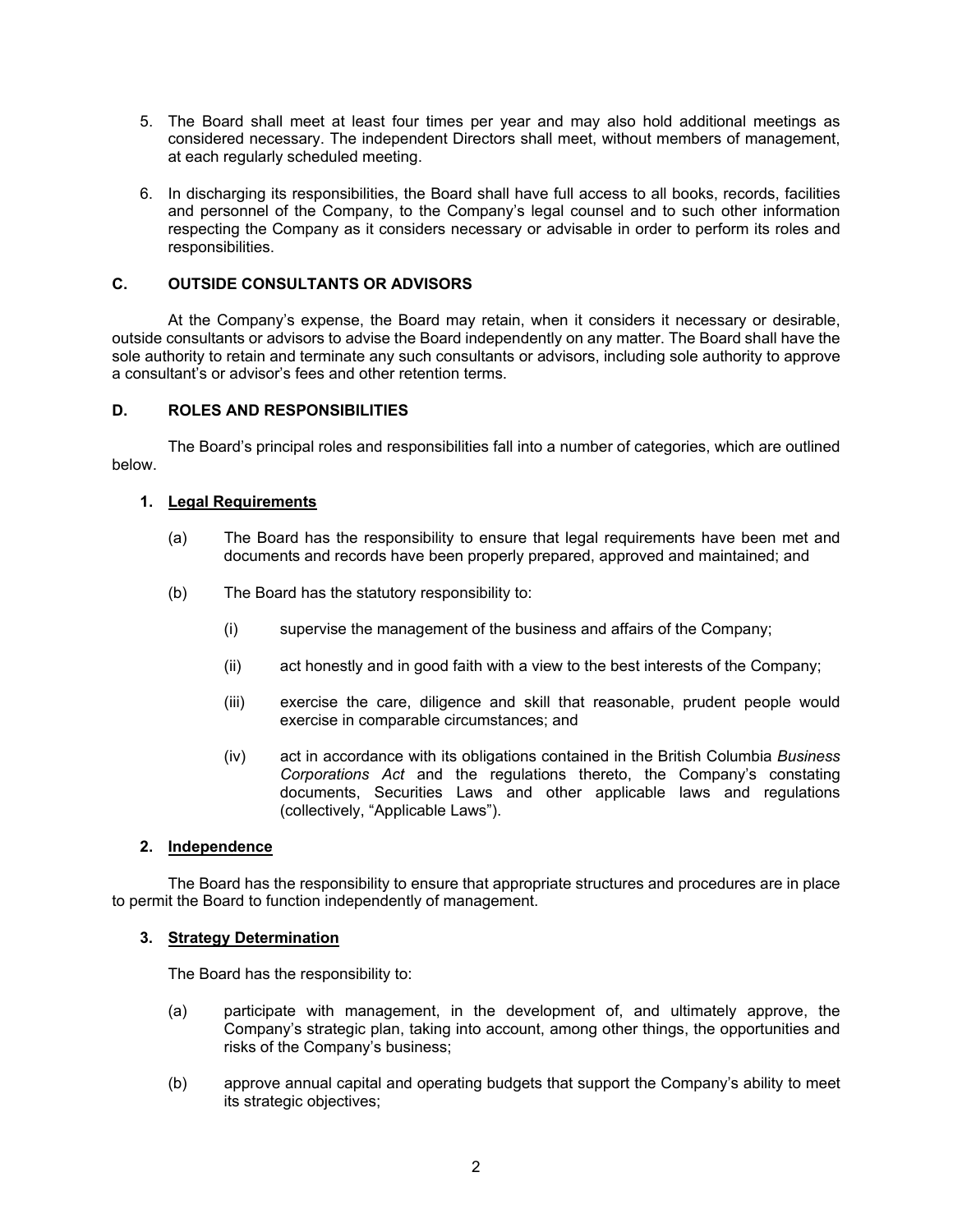5. The Board shall meet at least four times per year and may also hold additional meetings as considered necessary. The independent Directors shall meet, without members of management, at each regularly scheduled meeting.

6. In discharging its responsibilities, the Board shall have full access to all books, records, facilities and personnel of the Company, to the Company's legal counsel and to such other information respecting the Company as it considers necessary or advisable in order to perform its roles and responsibilities.

## C. OUTSIDE CONSULTANTS OR ADVISORS

At the Company's expense, the Board may retain, when it considers it necessary or desirable, outside consultants or advisors to advise the Board independently on any matter. The Board shall have the sole authority to retain and terminate any such consultants or advisors, including sole authority to approve a consultant's or advisor's fees and other retention terms.

## D. ROLES AND RESPONSIBILITIES

The Board's principal roles and responsibilities fall into a number of categories, which are outlined below.

### 1. Legal Requirements

(a) The Board has the responsibility to ensure that legal requirements have been met and documents and records have been properly prepared, approved and maintained; and

(b) The Board has the statutory responsibility to:

- (i) supervise the management of the business and affairs of the Company;
- (ii) act honestly and in good faith with a view to the best interests of the Company;
- (iii) exercise the care, diligence and skill that reasonable, prudent people would exercise in comparable circumstances; and
- (iv) act in accordance with its obligations contained in the British Columbia *Business Corporations Act* and the regulations thereto, the Company's constating documents, Securities Laws and other applicable laws and regulations (collectively, "Applicable Laws").

### 2. Independence

The Board has the responsibility to ensure that appropriate structures and procedures are in place to permit the Board to function independently of management.

### 3. Strategy Determination

The Board has the responsibility to:

(a) participate with management, in the development of, and ultimately approve, the Company's strategic plan, taking into account, among other things, the opportunities and risks of the Company's business;

(b) approve annual capital and operating budgets that support the Company's ability to meet its strategic objectives;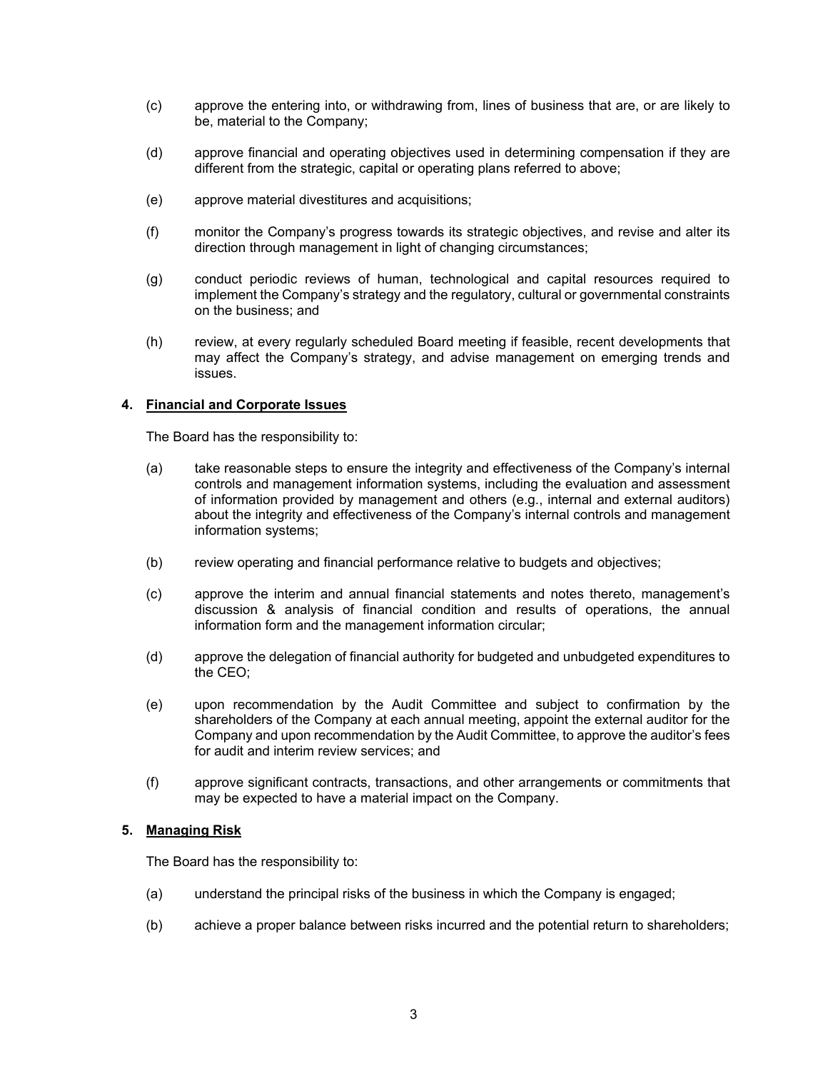(c) approve the entering into, or withdrawing from, lines of business that are, or are likely to be, material to the Company;

(d) approve financial and operating objectives used in determining compensation if they are different from the strategic, capital or operating plans referred to above;

(e) approve material divestitures and acquisitions;

(f) monitor the Company's progress towards its strategic objectives, and revise and alter its direction through management in light of changing circumstances;

(g) conduct periodic reviews of human, technological and capital resources required to implement the Company's strategy and the regulatory, cultural or governmental constraints on the business; and

(h) review, at every regularly scheduled Board meeting if feasible, recent developments that may affect the Company's strategy, and advise management on emerging trends and issues.

### 4. Financial and Corporate Issues

The Board has the responsibility to:

(a) take reasonable steps to ensure the integrity and effectiveness of the Company's internal controls and management information systems, including the evaluation and assessment of information provided by management and others (e.g., internal and external auditors) about the integrity and effectiveness of the Company's internal controls and management information systems;

(b) review operating and financial performance relative to budgets and objectives;

(c) approve the interim and annual financial statements and notes thereto, management's discussion & analysis of financial condition and results of operations, the annual information form and the management information circular;

(d) approve the delegation of financial authority for budgeted and unbudgeted expenditures to the CEO;

(e) upon recommendation by the Audit Committee and subject to confirmation by the shareholders of the Company at each annual meeting, appoint the external auditor for the Company and upon recommendation by the Audit Committee, to approve the auditor's fees for audit and interim review services; and

(f) approve significant contracts, transactions, and other arrangements or commitments that may be expected to have a material impact on the Company.

### 5. Managing Risk

The Board has the responsibility to:

(a) understand the principal risks of the business in which the Company is engaged;

(b) achieve a proper balance between risks incurred and the potential return to shareholders;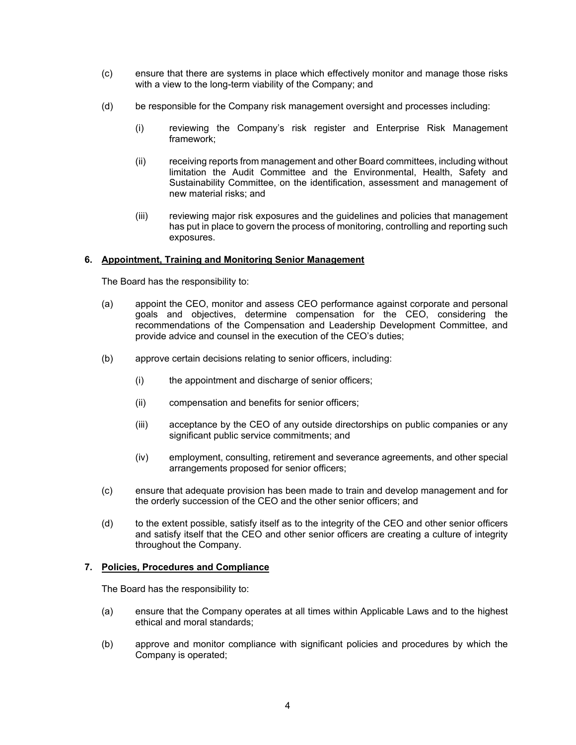(c) ensure that there are systems in place which effectively monitor and manage those risks with a view to the long-term viability of the Company; and

(d) be responsible for the Company risk management oversight and processes including:

  (i) reviewing the Company's risk register and Enterprise Risk Management framework;

  (ii) receiving reports from management and other Board committees, including without limitation the Audit Committee and the Environmental, Health, Safety and Sustainability Committee, on the identification, assessment and management of new material risks; and

  (iii) reviewing major risk exposures and the guidelines and policies that management has put in place to govern the process of monitoring, controlling and reporting such exposures.

## 6. Appointment, Training and Monitoring Senior Management

The Board has the responsibility to:

(a) appoint the CEO, monitor and assess CEO performance against corporate and personal goals and objectives, determine compensation for the CEO, considering the recommendations of the Compensation and Leadership Development Committee, and provide advice and counsel in the execution of the CEO's duties;

(b) approve certain decisions relating to senior officers, including:

  (i) the appointment and discharge of senior officers;

  (ii) compensation and benefits for senior officers;

  (iii) acceptance by the CEO of any outside directorships on public companies or any significant public service commitments; and

  (iv) employment, consulting, retirement and severance agreements, and other special arrangements proposed for senior officers;

(c) ensure that adequate provision has been made to train and develop management and for the orderly succession of the CEO and the other senior officers; and

(d) to the extent possible, satisfy itself as to the integrity of the CEO and other senior officers and satisfy itself that the CEO and other senior officers are creating a culture of integrity throughout the Company.

## 7. Policies, Procedures and Compliance

The Board has the responsibility to:

(a) ensure that the Company operates at all times within Applicable Laws and to the highest ethical and moral standards;

(b) approve and monitor compliance with significant policies and procedures by which the Company is operated;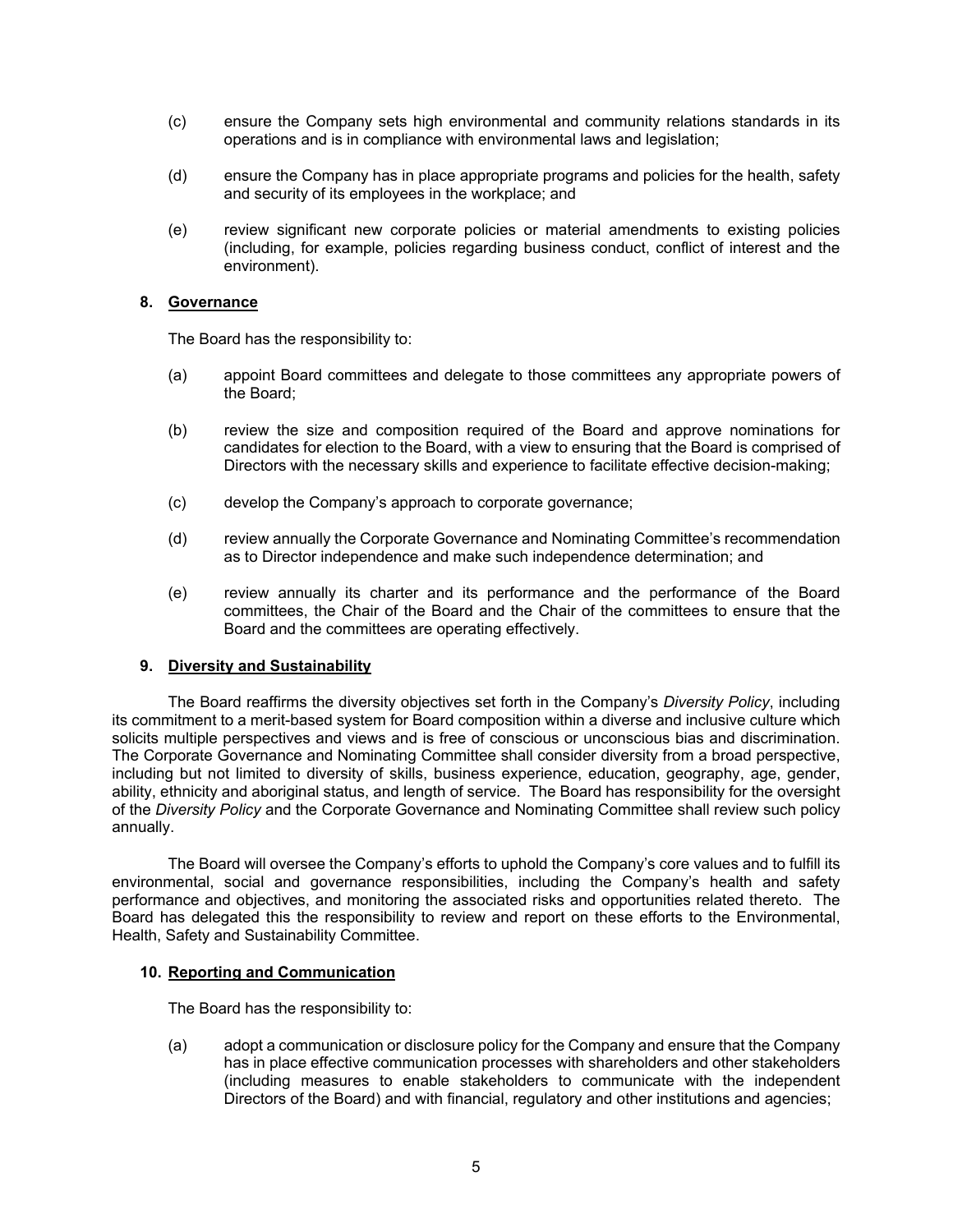(c) ensure the Company sets high environmental and community relations standards in its operations and is in compliance with environmental laws and legislation;

(d) ensure the Company has in place appropriate programs and policies for the health, safety and security of its employees in the workplace; and

(e) review significant new corporate policies or material amendments to existing policies (including, for example, policies regarding business conduct, conflict of interest and the environment).

## 8. Governance

The Board has the responsibility to:

(a) appoint Board committees and delegate to those committees any appropriate powers of the Board;

(b) review the size and composition required of the Board and approve nominations for candidates for election to the Board, with a view to ensuring that the Board is comprised of Directors with the necessary skills and experience to facilitate effective decision-making;

(c) develop the Company's approach to corporate governance;

(d) review annually the Corporate Governance and Nominating Committee's recommendation as to Director independence and make such independence determination; and

(e) review annually its charter and its performance and the performance of the Board committees, the Chair of the Board and the Chair of the committees to ensure that the Board and the committees are operating effectively.

## 9. Diversity and Sustainability

The Board reaffirms the diversity objectives set forth in the Company's *Diversity Policy*, including its commitment to a merit-based system for Board composition within a diverse and inclusive culture which solicits multiple perspectives and views and is free of conscious or unconscious bias and discrimination. The Corporate Governance and Nominating Committee shall consider diversity from a broad perspective, including but not limited to diversity of skills, business experience, education, geography, age, gender, ability, ethnicity and aboriginal status, and length of service. The Board has responsibility for the oversight of the *Diversity Policy* and the Corporate Governance and Nominating Committee shall review such policy annually.

The Board will oversee the Company's efforts to uphold the Company's core values and to fulfill its environmental, social and governance responsibilities, including the Company's health and safety performance and objectives, and monitoring the associated risks and opportunities related thereto. The Board has delegated this the responsibility to review and report on these efforts to the Environmental, Health, Safety and Sustainability Committee.

## 10. Reporting and Communication

The Board has the responsibility to:

(a) adopt a communication or disclosure policy for the Company and ensure that the Company has in place effective communication processes with shareholders and other stakeholders (including measures to enable stakeholders to communicate with the independent Directors of the Board) and with financial, regulatory and other institutions and agencies;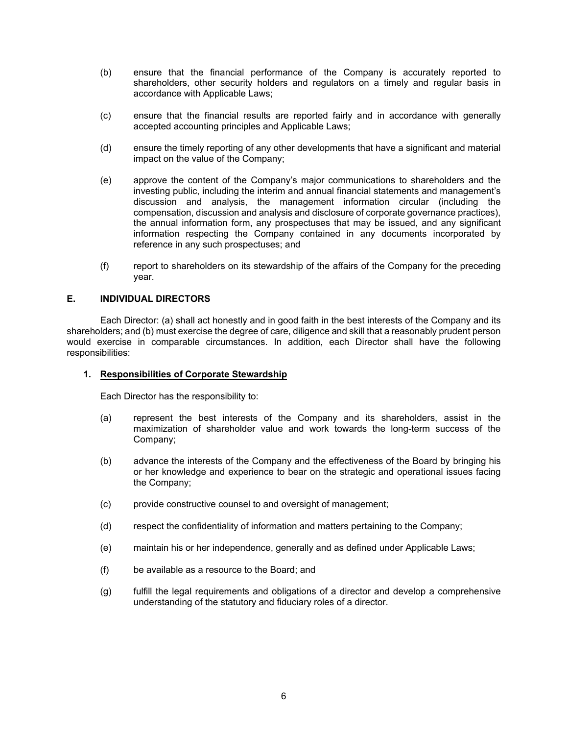(b) ensure that the financial performance of the Company is accurately reported to shareholders, other security holders and regulators on a timely and regular basis in accordance with Applicable Laws;

(c) ensure that the financial results are reported fairly and in accordance with generally accepted accounting principles and Applicable Laws;

(d) ensure the timely reporting of any other developments that have a significant and material impact on the value of the Company;

(e) approve the content of the Company's major communications to shareholders and the investing public, including the interim and annual financial statements and management's discussion and analysis, the management information circular (including the compensation, discussion and analysis and disclosure of corporate governance practices), the annual information form, any prospectuses that may be issued, and any significant information respecting the Company contained in any documents incorporated by reference in any such prospectuses; and

(f) report to shareholders on its stewardship of the affairs of the Company for the preceding year.

## E. INDIVIDUAL DIRECTORS

Each Director: (a) shall act honestly and in good faith in the best interests of the Company and its shareholders; and (b) must exercise the degree of care, diligence and skill that a reasonably prudent person would exercise in comparable circumstances. In addition, each Director shall have the following responsibilities:

### 1. Responsibilities of Corporate Stewardship

Each Director has the responsibility to:

(a) represent the best interests of the Company and its shareholders, assist in the maximization of shareholder value and work towards the long-term success of the Company;

(b) advance the interests of the Company and the effectiveness of the Board by bringing his or her knowledge and experience to bear on the strategic and operational issues facing the Company;

(c) provide constructive counsel to and oversight of management;

(d) respect the confidentiality of information and matters pertaining to the Company;

(e) maintain his or her independence, generally and as defined under Applicable Laws;

(f) be available as a resource to the Board; and

(g) fulfill the legal requirements and obligations of a director and develop a comprehensive understanding of the statutory and fiduciary roles of a director.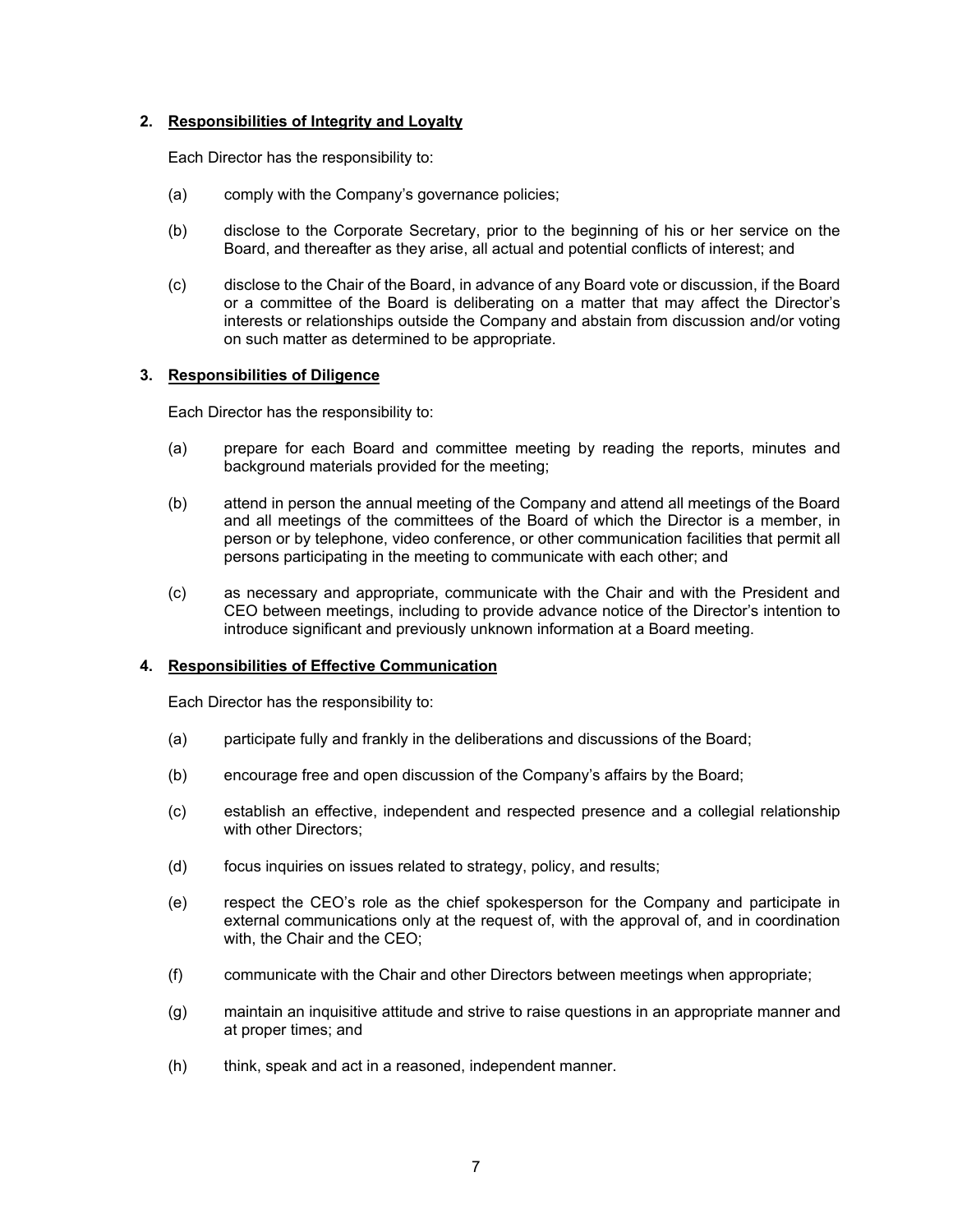## 2. Responsibilities of Integrity and Loyalty

Each Director has the responsibility to:

(a) comply with the Company's governance policies;

(b) disclose to the Corporate Secretary, prior to the beginning of his or her service on the Board, and thereafter as they arise, all actual and potential conflicts of interest; and

(c) disclose to the Chair of the Board, in advance of any Board vote or discussion, if the Board or a committee of the Board is deliberating on a matter that may affect the Director's interests or relationships outside the Company and abstain from discussion and/or voting on such matter as determined to be appropriate.

## 3. Responsibilities of Diligence

Each Director has the responsibility to:

(a) prepare for each Board and committee meeting by reading the reports, minutes and background materials provided for the meeting;

(b) attend in person the annual meeting of the Company and attend all meetings of the Board and all meetings of the committees of the Board of which the Director is a member, in person or by telephone, video conference, or other communication facilities that permit all persons participating in the meeting to communicate with each other; and

(c) as necessary and appropriate, communicate with the Chair and with the President and CEO between meetings, including to provide advance notice of the Director's intention to introduce significant and previously unknown information at a Board meeting.

## 4. Responsibilities of Effective Communication

Each Director has the responsibility to:

(a) participate fully and frankly in the deliberations and discussions of the Board;

(b) encourage free and open discussion of the Company's affairs by the Board;

(c) establish an effective, independent and respected presence and a collegial relationship with other Directors;

(d) focus inquiries on issues related to strategy, policy, and results;

(e) respect the CEO's role as the chief spokesperson for the Company and participate in external communications only at the request of, with the approval of, and in coordination with, the Chair and the CEO;

(f) communicate with the Chair and other Directors between meetings when appropriate;

(g) maintain an inquisitive attitude and strive to raise questions in an appropriate manner and at proper times; and

(h) think, speak and act in a reasoned, independent manner.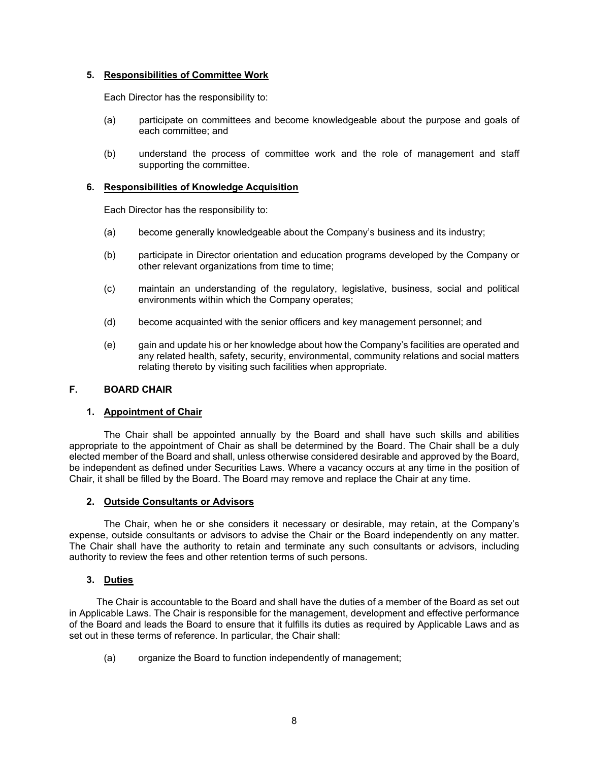### 5. Responsibilities of Committee Work

Each Director has the responsibility to:

(a) participate on committees and become knowledgeable about the purpose and goals of each committee; and

(b) understand the process of committee work and the role of management and staff supporting the committee.

### 6. Responsibilities of Knowledge Acquisition

Each Director has the responsibility to:

(a) become generally knowledgeable about the Company's business and its industry;

(b) participate in Director orientation and education programs developed by the Company or other relevant organizations from time to time;

(c) maintain an understanding of the regulatory, legislative, business, social and political environments within which the Company operates;

(d) become acquainted with the senior officers and key management personnel; and

(e) gain and update his or her knowledge about how the Company's facilities are operated and any related health, safety, security, environmental, community relations and social matters relating thereto by visiting such facilities when appropriate.

## F. BOARD CHAIR

### 1. Appointment of Chair

The Chair shall be appointed annually by the Board and shall have such skills and abilities appropriate to the appointment of Chair as shall be determined by the Board. The Chair shall be a duly elected member of the Board and shall, unless otherwise considered desirable and approved by the Board, be independent as defined under Securities Laws. Where a vacancy occurs at any time in the position of Chair, it shall be filled by the Board. The Board may remove and replace the Chair at any time.

### 2. Outside Consultants or Advisors

The Chair, when he or she considers it necessary or desirable, may retain, at the Company's expense, outside consultants or advisors to advise the Chair or the Board independently on any matter. The Chair shall have the authority to retain and terminate any such consultants or advisors, including authority to review the fees and other retention terms of such persons.

### 3. Duties

The Chair is accountable to the Board and shall have the duties of a member of the Board as set out in Applicable Laws. The Chair is responsible for the management, development and effective performance of the Board and leads the Board to ensure that it fulfills its duties as required by Applicable Laws and as set out in these terms of reference. In particular, the Chair shall:

(a) organize the Board to function independently of management;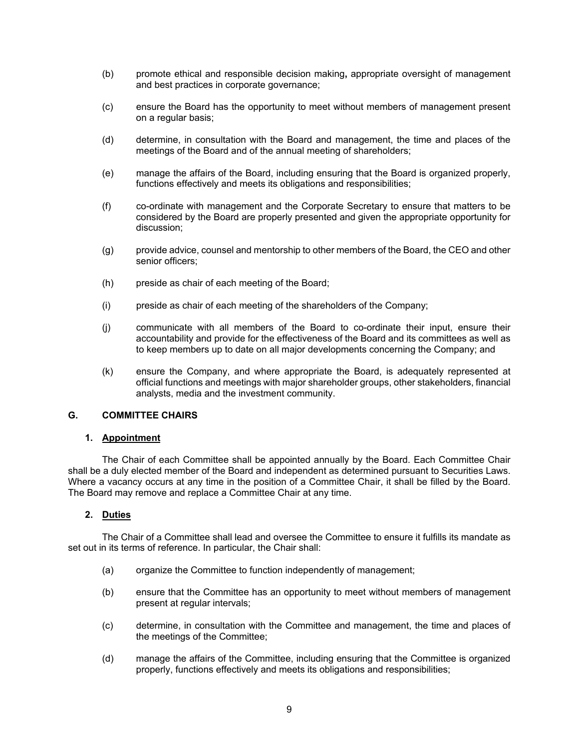(b) promote ethical and responsible decision making, appropriate oversight of management and best practices in corporate governance;

(c) ensure the Board has the opportunity to meet without members of management present on a regular basis;

(d) determine, in consultation with the Board and management, the time and places of the meetings of the Board and of the annual meeting of shareholders;

(e) manage the affairs of the Board, including ensuring that the Board is organized properly, functions effectively and meets its obligations and responsibilities;

(f) co-ordinate with management and the Corporate Secretary to ensure that matters to be considered by the Board are properly presented and given the appropriate opportunity for discussion;

(g) provide advice, counsel and mentorship to other members of the Board, the CEO and other senior officers;

(h) preside as chair of each meeting of the Board;

(i) preside as chair of each meeting of the shareholders of the Company;

(j) communicate with all members of the Board to co-ordinate their input, ensure their accountability and provide for the effectiveness of the Board and its committees as well as to keep members up to date on all major developments concerning the Company; and

(k) ensure the Company, and where appropriate the Board, is adequately represented at official functions and meetings with major shareholder groups, other stakeholders, financial analysts, media and the investment community.

## G. COMMITTEE CHAIRS

### 1. Appointment

The Chair of each Committee shall be appointed annually by the Board. Each Committee Chair shall be a duly elected member of the Board and independent as determined pursuant to Securities Laws. Where a vacancy occurs at any time in the position of a Committee Chair, it shall be filled by the Board. The Board may remove and replace a Committee Chair at any time.

### 2. Duties

The Chair of a Committee shall lead and oversee the Committee to ensure it fulfills its mandate as set out in its terms of reference. In particular, the Chair shall:

(a) organize the Committee to function independently of management;

(b) ensure that the Committee has an opportunity to meet without members of management present at regular intervals;

(c) determine, in consultation with the Committee and management, the time and places of the meetings of the Committee;

(d) manage the affairs of the Committee, including ensuring that the Committee is organized properly, functions effectively and meets its obligations and responsibilities;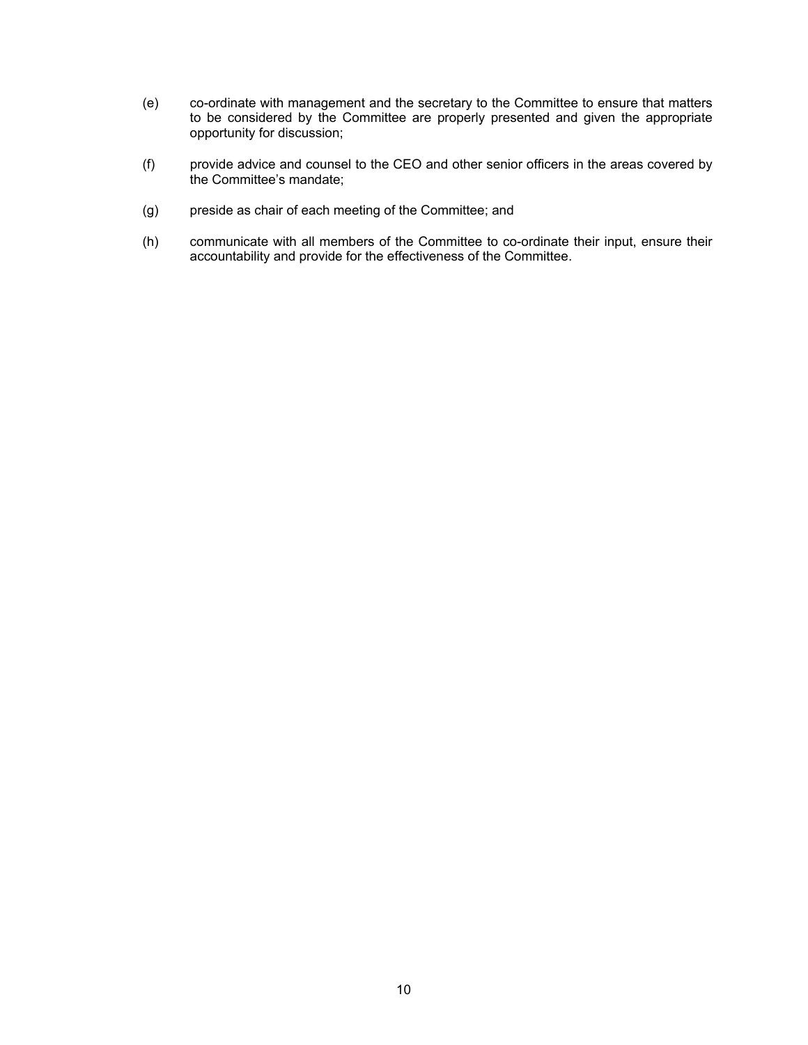(e) co-ordinate with management and the secretary to the Committee to ensure that matters to be considered by the Committee are properly presented and given the appropriate opportunity for discussion;

(f) provide advice and counsel to the CEO and other senior officers in the areas covered by the Committee's mandate;

(g) preside as chair of each meeting of the Committee; and

(h) communicate with all members of the Committee to co-ordinate their input, ensure their accountability and provide for the effectiveness of the Committee.